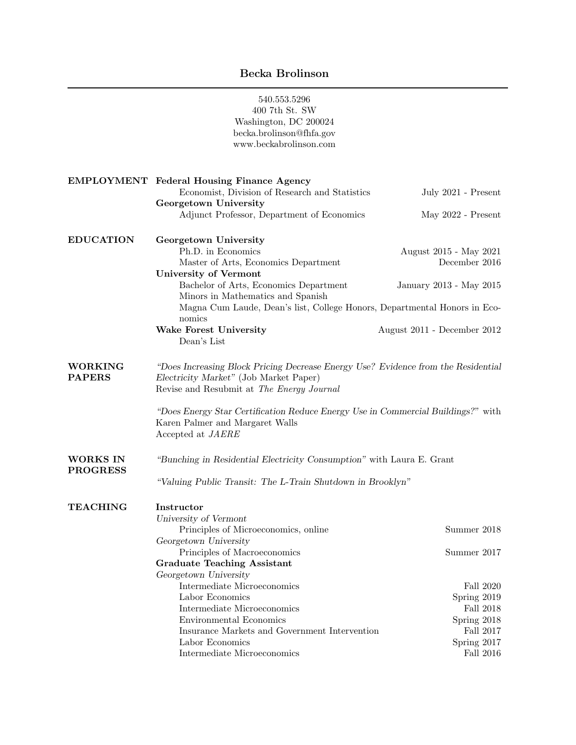# Becka Brolinson

540.553.5296
400 7th St. SW
Washington, DC 200024
becka.brolinson@fhfa.gov
www.beckabrolinson.com

## EMPLOYMENT

**Federal Housing Finance Agency**
Economist, Division of Research and Statistics — July 2021 - Present

**Georgetown University**
Adjunct Professor, Department of Economics — May 2022 - Present

## EDUCATION

**Georgetown University**
Ph.D. in Economics — August 2015 - May 2021
Master of Arts, Economics Department — December 2016

**University of Vermont**
Bachelor of Arts, Economics Department — January 2013 - May 2015
Minors in Mathematics and Spanish
Magna Cum Laude, Dean's list, College Honors, Departmental Honors in Economics

**Wake Forest University** — August 2011 - December 2012
Dean's List

## WORKING PAPERS

*"Does Increasing Block Pricing Decrease Energy Use? Evidence from the Residential Electricity Market"* (Job Market Paper)
Revise and Resubmit at *The Energy Journal*

*"Does Energy Star Certification Reduce Energy Use in Commercial Buildings?"* with Karen Palmer and Margaret Walls
Accepted at *JAERE*

## WORKS IN PROGRESS

*"Bunching in Residential Electricity Consumption"* with Laura E. Grant

*"Valuing Public Transit: The L-Train Shutdown in Brooklyn"*

## TEACHING

**Instructor**

*University of Vermont*
Principles of Microeconomics, online — Summer 2018

*Georgetown University*
Principles of Macroeconomics — Summer 2017

**Graduate Teaching Assistant**

*Georgetown University*
Intermediate Microeconomics — Fall 2020
Labor Economics — Spring 2019
Intermediate Microeconomics — Fall 2018
Environmental Economics — Spring 2018
Insurance Markets and Government Intervention — Fall 2017
Labor Economics — Spring 2017
Intermediate Microeconomics — Fall 2016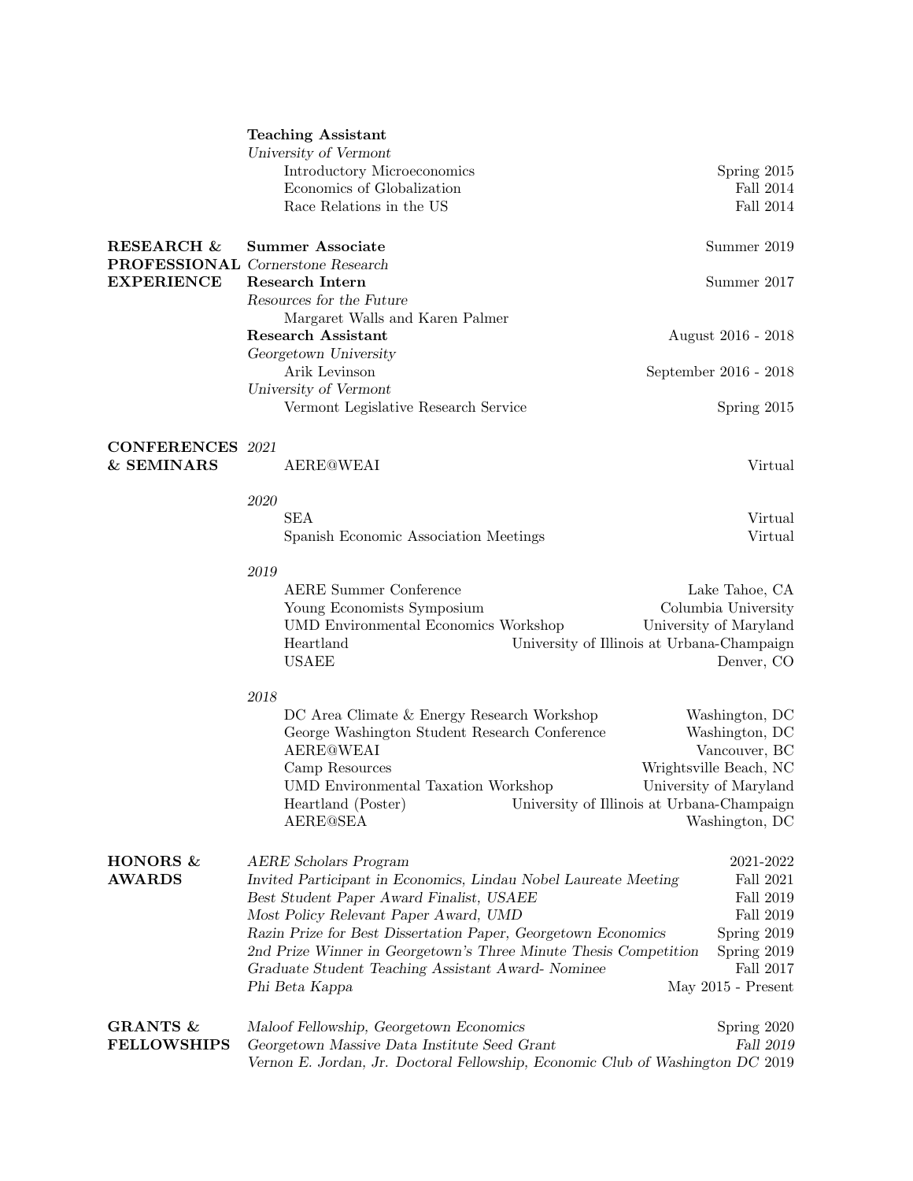**Teaching Assistant**
*University of Vermont*

- Introductory Microeconomics — Spring 2015
- Economics of Globalization — Fall 2014
- Race Relations in the US — Fall 2014

## RESEARCH & PROFESSIONAL EXPERIENCE

**Summer Associate** — Summer 2019
*Cornerstone Research*

**Research Intern** — Summer 2017
*Resources for the Future*
Margaret Walls and Karen Palmer

**Research Assistant** — August 2016 - 2018
*Georgetown University*
Arik Levinson — September 2016 - 2018
*University of Vermont*
Vermont Legislative Research Service — Spring 2015

## CONFERENCES & SEMINARS

*2021*

- AERE@WEAI — Virtual

*2020*

- SEA — Virtual
- Spanish Economic Association Meetings — Virtual

*2019*

- AERE Summer Conference — Lake Tahoe, CA
- Young Economists Symposium — Columbia University
- UMD Environmental Economics Workshop — University of Maryland
- Heartland — University of Illinois at Urbana-Champaign
- USAEE — Denver, CO

*2018*

- DC Area Climate & Energy Research Workshop — Washington, DC
- George Washington Student Research Conference — Washington, DC
- AERE@WEAI — Vancouver, BC
- Camp Resources — Wrightsville Beach, NC
- UMD Environmental Taxation Workshop — University of Maryland
- Heartland (Poster) — University of Illinois at Urbana-Champaign
- AERE@SEA — Washington, DC

## HONORS & AWARDS

- *AERE Scholars Program* — 2021-2022
- *Invited Participant in Economics, Lindau Nobel Laureate Meeting* — Fall 2021
- *Best Student Paper Award Finalist, USAEE* — Fall 2019
- *Most Policy Relevant Paper Award, UMD* — Fall 2019
- *Razin Prize for Best Dissertation Paper, Georgetown Economics* — Spring 2019
- *2nd Prize Winner in Georgetown's Three Minute Thesis Competition* — Spring 2019
- *Graduate Student Teaching Assistant Award- Nominee* — Fall 2017
- *Phi Beta Kappa* — May 2015 - Present

## GRANTS & FELLOWSHIPS

- *Maloof Fellowship, Georgetown Economics* — Spring 2020
- *Georgetown Massive Data Institute Seed Grant* — *Fall 2019*
- *Vernon E. Jordan, Jr. Doctoral Fellowship, Economic Club of Washington DC* — 2019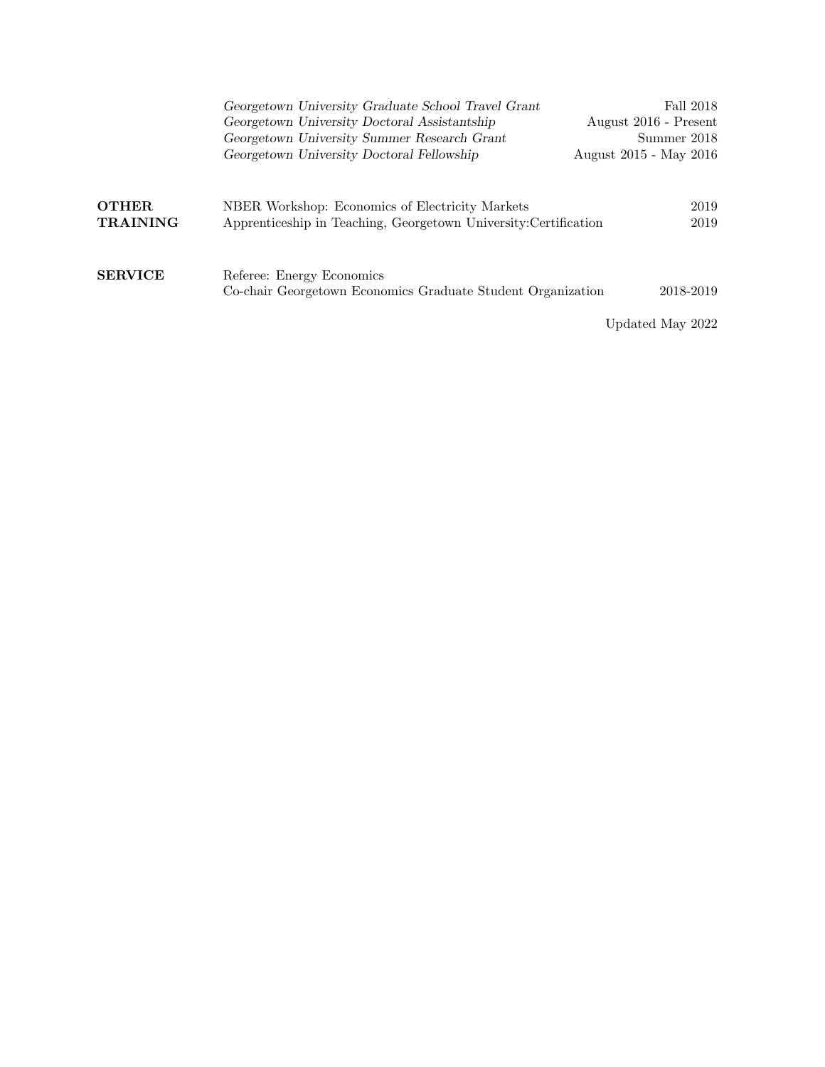| | |
|---|---|
| *Georgetown University Graduate School Travel Grant* | Fall 2018 |
| *Georgetown University Doctoral Assistantship* | August 2016 - Present |
| *Georgetown University Summer Research Grant* | Summer 2018 |
| *Georgetown University Doctoral Fellowship* | August 2015 - May 2016 |

**OTHER TRAINING**

| | |
|---|---|
| NBER Workshop: Economics of Electricity Markets | 2019 |
| Apprenticeship in Teaching, Georgetown University:Certification | 2019 |

**SERVICE**

| | |
|---|---|
| Referee: Energy Economics | |
| Co-chair Georgetown Economics Graduate Student Organization | 2018-2019 |

Updated May 2022